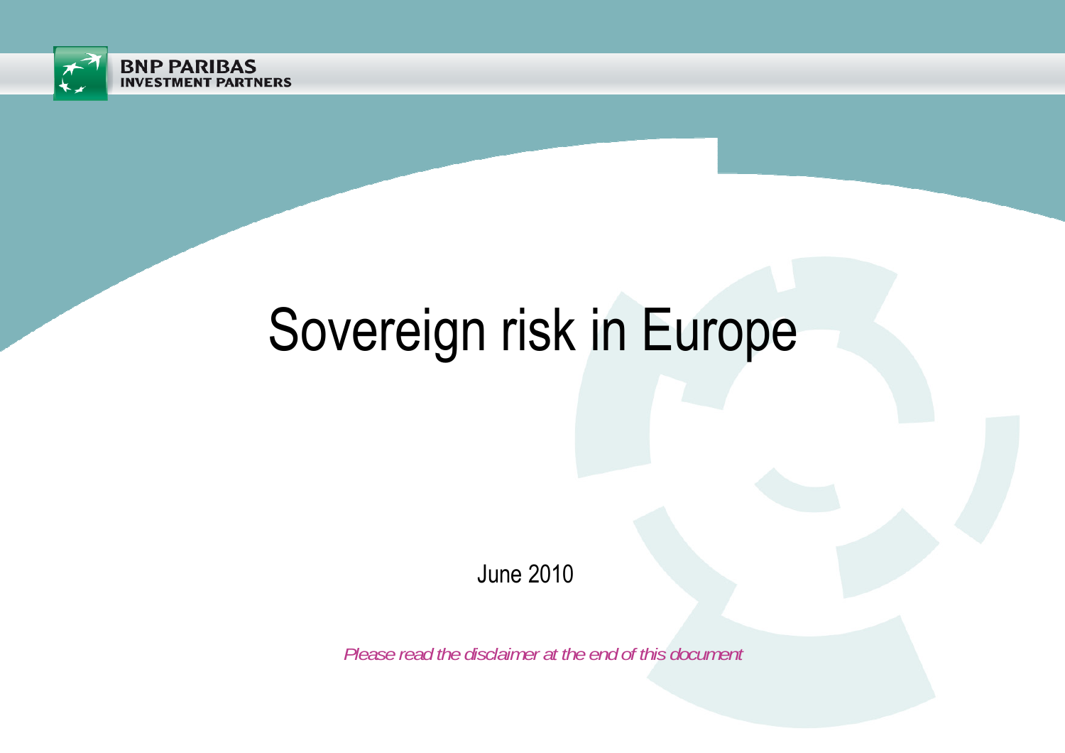BNP PARIBAS
INVESTMENT PARTNERS

# Sovereign risk in Europe

June 2010

*Please read the disclaimer at the end of this document*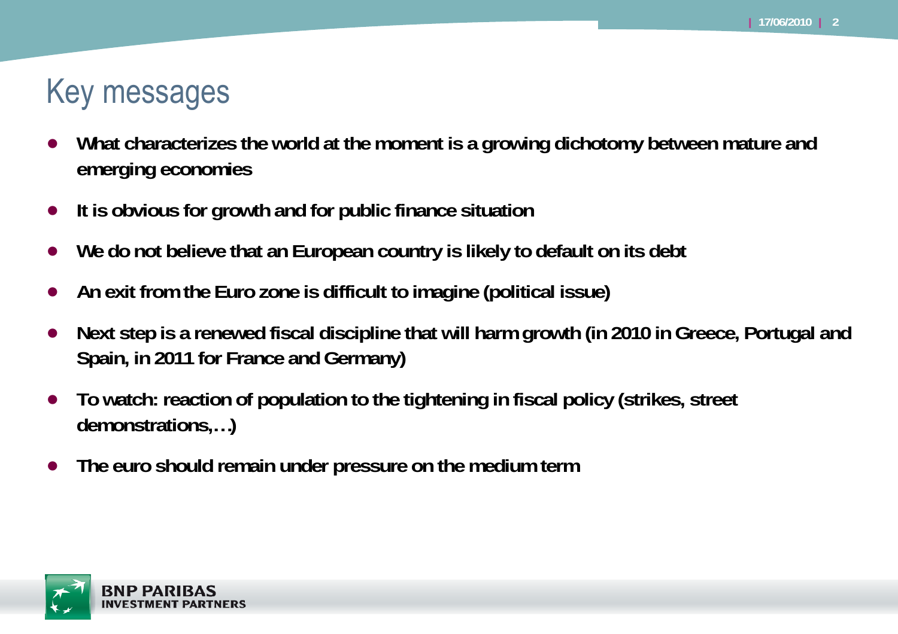# Key messages

- **What characterizes the world at the moment is a growing dichotomy between mature and emerging economies**
- **It is obvious for growth and for public finance situation**
- **We do not believe that an European country is likely to default on its debt**
- **An exit from the Euro zone is difficult to imagine (political issue)**
- **Next step is a renewed fiscal discipline that will harm growth (in 2010 in Greece, Portugal and Spain, in 2011 for France and Germany)**
- **To watch: reaction of population to the tightening in fiscal policy (strikes, street demonstrations,…)**
- **The euro should remain under pressure on the medium term**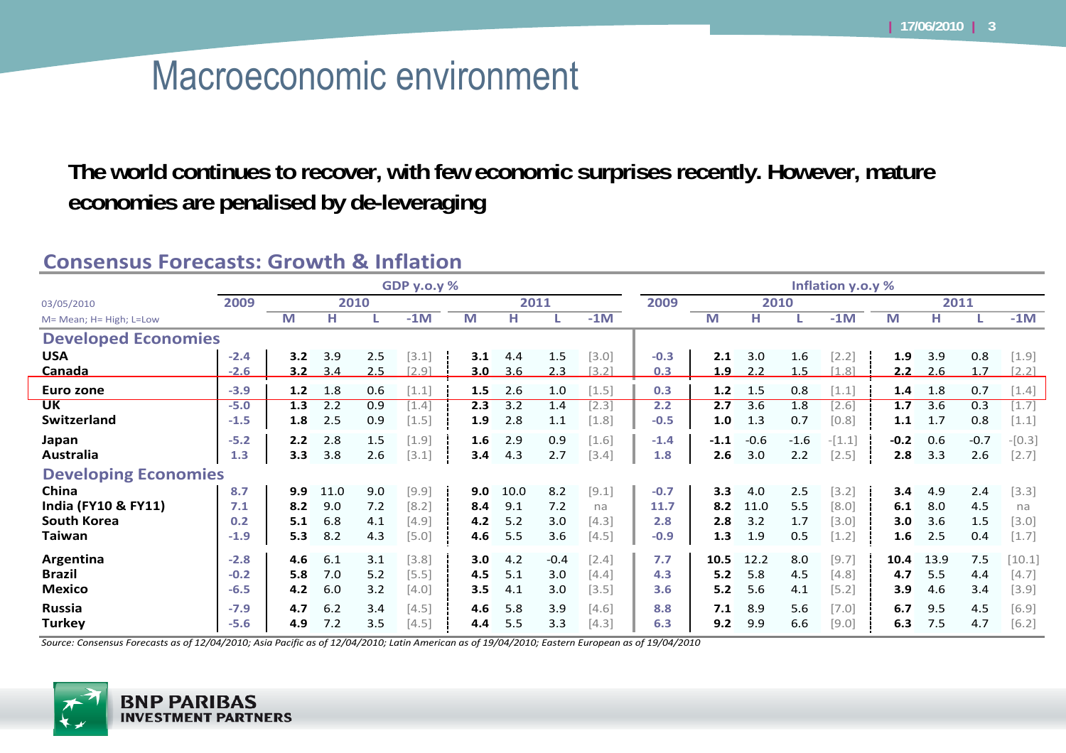# Macroeconomic environment

**The world continues to recover, with few economic surprises recently. However, mature economies are penalised by de-leveraging**

## Consensus Forecasts: Growth & Inflation

| 03/05/2010 | GDP y.o.y % | | | | | | | | | Inflation y.o.y % | | | | | | | | |
|---|---|---|---|---|---|---|---|---|---|---|---|---|---|---|---|---|---|---|
| | 2009 | 2010 | | | | 2011 | | | | 2009 | 2010 | | | | 2011 | | | |
| M= Mean; H= High; L=Low | | M | H | L | -1M | M | H | L | -1M | | M | H | L | -1M | M | H | L | -1M |
| **Developed Economies** | | | | | | | | | | | | | | | | | | |
| **USA** | -2.4 | **3.2** | 3.9 | 2.5 | [3.1] | **3.1** | 4.4 | 1.5 | [3.0] | -0.3 | **2.1** | 3.0 | 1.6 | [2.2] | **1.9** | 3.9 | 0.8 | [1.9] |
| **Canada** | -2.6 | **3.2** | 3.4 | 2.5 | [2.9] | **3.0** | 3.6 | 2.3 | [3.2] | 0.3 | **1.9** | 2.2 | 1.5 | [1.8] | **2.2** | 2.6 | 1.7 | [2.2] |
| **Euro zone** | -3.9 | **1.2** | 1.8 | 0.6 | [1.1] | **1.5** | 2.6 | 1.0 | [1.5] | 0.3 | **1.2** | 1.5 | 0.8 | [1.1] | **1.4** | 1.8 | 0.7 | [1.4] |
| **UK** | -5.0 | **1.3** | 2.2 | 0.9 | [1.4] | **2.3** | 3.2 | 1.4 | [2.3] | 2.2 | **2.7** | 3.6 | 1.8 | [2.6] | **1.7** | 3.6 | 0.3 | [1.7] |
| **Switzerland** | -1.5 | **1.8** | 2.5 | 0.9 | [1.5] | **1.9** | 2.8 | 1.1 | [1.8] | -0.5 | **1.0** | 1.3 | 0.7 | [0.8] | **1.1** | 1.7 | 0.8 | [1.1] |
| **Japan** | -5.2 | **2.2** | 2.8 | 1.5 | [1.9] | **1.6** | 2.9 | 0.9 | [1.6] | -1.4 | **-1.1** | -0.6 | -1.6 | -[1.1] | **-0.2** | 0.6 | -0.7 | -[0.3] |
| **Australia** | 1.3 | **3.3** | 3.8 | 2.6 | [3.1] | **3.4** | 4.3 | 2.7 | [3.4] | 1.8 | **2.6** | 3.0 | 2.2 | [2.5] | **2.8** | 3.3 | 2.6 | [2.7] |
| **Developing Economies** | | | | | | | | | | | | | | | | | | |
| **China** | 8.7 | **9.9** | 11.0 | 9.0 | [9.9] | **9.0** | 10.0 | 8.2 | [9.1] | -0.7 | **3.3** | 4.0 | 2.5 | [3.2] | **3.4** | 4.9 | 2.4 | [3.3] |
| **India (FY10 & FY11)** | 7.1 | **8.2** | 9.0 | 7.2 | [8.2] | **8.4** | 9.1 | 7.2 | na | 11.7 | **8.2** | 11.0 | 5.5 | [8.0] | **6.1** | 8.0 | 4.5 | na |
| **South Korea** | 0.2 | **5.1** | 6.8 | 4.1 | [4.9] | **4.2** | 5.2 | 3.0 | [4.3] | 2.8 | **2.8** | 3.2 | 1.7 | [3.0] | **3.0** | 3.6 | 1.5 | [3.0] |
| **Taiwan** | -1.9 | **5.3** | 8.2 | 4.3 | [5.0] | **4.6** | 5.5 | 3.6 | [4.5] | -0.9 | **1.3** | 1.9 | 0.5 | [1.2] | **1.6** | 2.5 | 0.4 | [1.7] |
| **Argentina** | -2.8 | **4.6** | 6.1 | 3.1 | [3.8] | **3.0** | 4.2 | -0.4 | [2.4] | 7.7 | **10.5** | 12.2 | 8.0 | [9.7] | **10.4** | 13.9 | 7.5 | [10.1] |
| **Brazil** | -0.2 | **5.8** | 7.0 | 5.2 | [5.5] | **4.5** | 5.1 | 3.0 | [4.4] | 4.3 | **5.2** | 5.8 | 4.5 | [4.8] | **4.7** | 5.5 | 4.4 | [4.7] |
| **Mexico** | -6.5 | **4.2** | 6.0 | 3.2 | [4.0] | **3.5** | 4.1 | 3.0 | [3.5] | 3.6 | **5.2** | 5.6 | 4.1 | [5.2] | **3.9** | 4.6 | 3.4 | [3.9] |
| **Russia** | -7.9 | **4.7** | 6.2 | 3.4 | [4.5] | **4.6** | 5.8 | 3.9 | [4.6] | 8.8 | **7.1** | 8.9 | 5.6 | [7.0] | **6.7** | 9.5 | 4.5 | [6.9] |
| **Turkey** | -5.6 | **4.9** | 7.2 | 3.5 | [4.5] | **4.4** | 5.5 | 3.3 | [4.3] | 6.3 | **9.2** | 9.9 | 6.6 | [9.0] | **6.3** | 7.5 | 4.7 | [6.2] |

*Source: Consensus Forecasts as of 12/04/2010; Asia Pacific as of 12/04/2010; Latin American as of 19/04/2010; Eastern European as of 19/04/2010*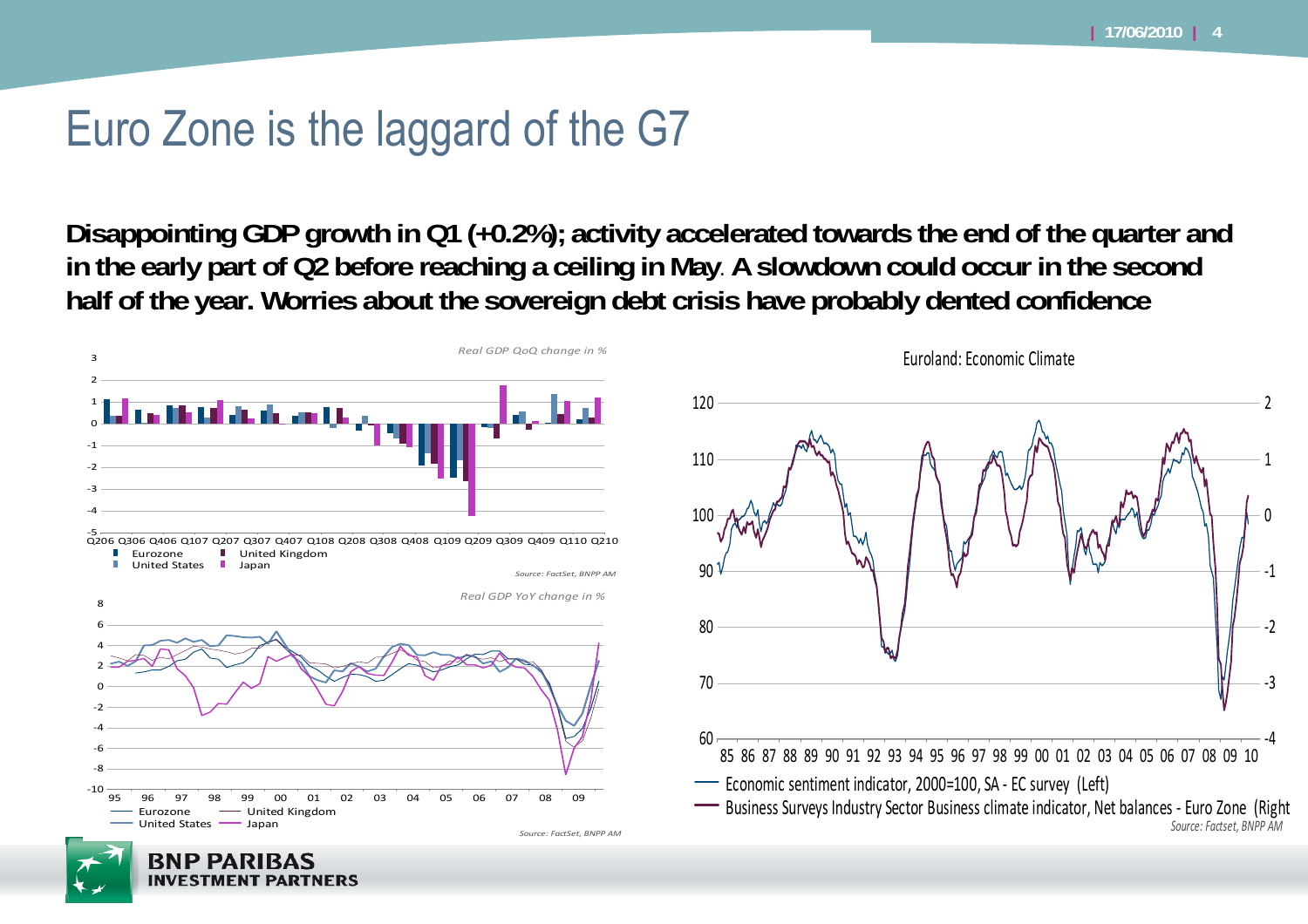# Euro Zone is the laggard of the G7

**Disappointing GDP growth in Q1 (+0.2%); activity accelerated towards the end of the quarter and in the early part of Q2 before reaching a ceiling in May. A slowdown could occur in the second half of the year. Worries about the sovereign debt crisis have probably dented confidence**

*Real GDP QoQ change in %*

Eurozone, United Kingdom, United States, Japan

*Source: FactSet, BNPP AM*

*Real GDP YoY change in %*

Eurozone, United Kingdom, United States, Japan

*Source: FactSet, BNPP AM*

Euroland: Economic Climate

Economic sentiment indicator, 2000=100, SA - EC survey (Left)

Business Surveys Industry Sector Business climate indicator, Net balances - Euro Zone (Right

*Source: Factset, BNPP AM*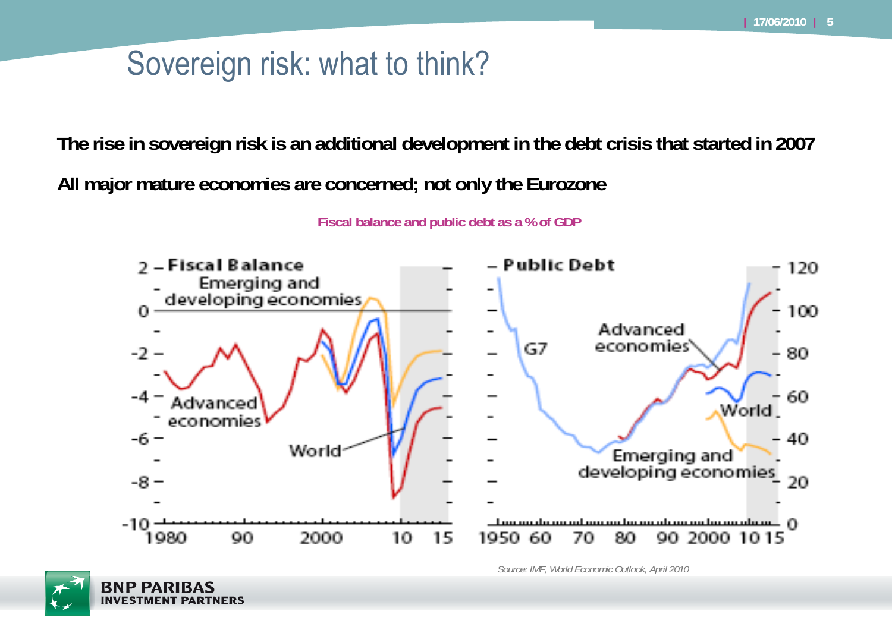# Sovereign risk: what to think?

**The rise in sovereign risk is an additional development in the debt crisis that started in 2007**

**All major mature economies are concerned; not only the Eurozone**

**Fiscal balance and public debt as a % of GDP**

*Source: IMF, World Economic Outlook, April 2010*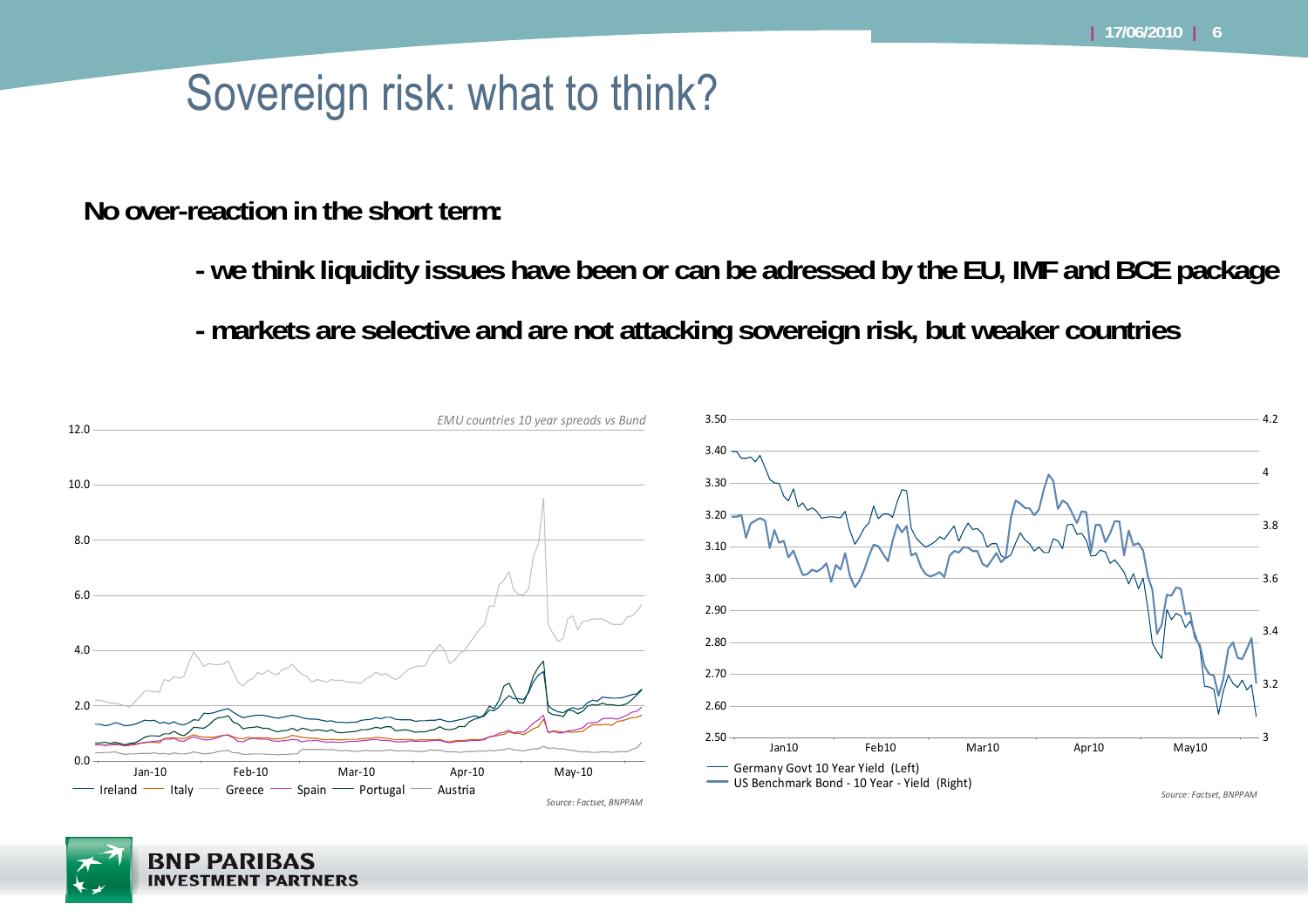# Sovereign risk: what to think?

**No over-reaction in the short term:**

- **- we think liquidity issues have been or can be adressed by the EU, IMF and BCE package**
- **- markets are selective and are not attacking sovereign risk, but weaker countries**

*EMU countries 10 year spreads vs Bund*

Ireland — Italy — Greece — Spain — Portugal — Austria

*Source: Factset, BNPPAM*

Germany Govt 10 Year Yield (Left)
US Benchmark Bond - 10 Year - Yield (Right)

*Source: Factset, BNPPAM*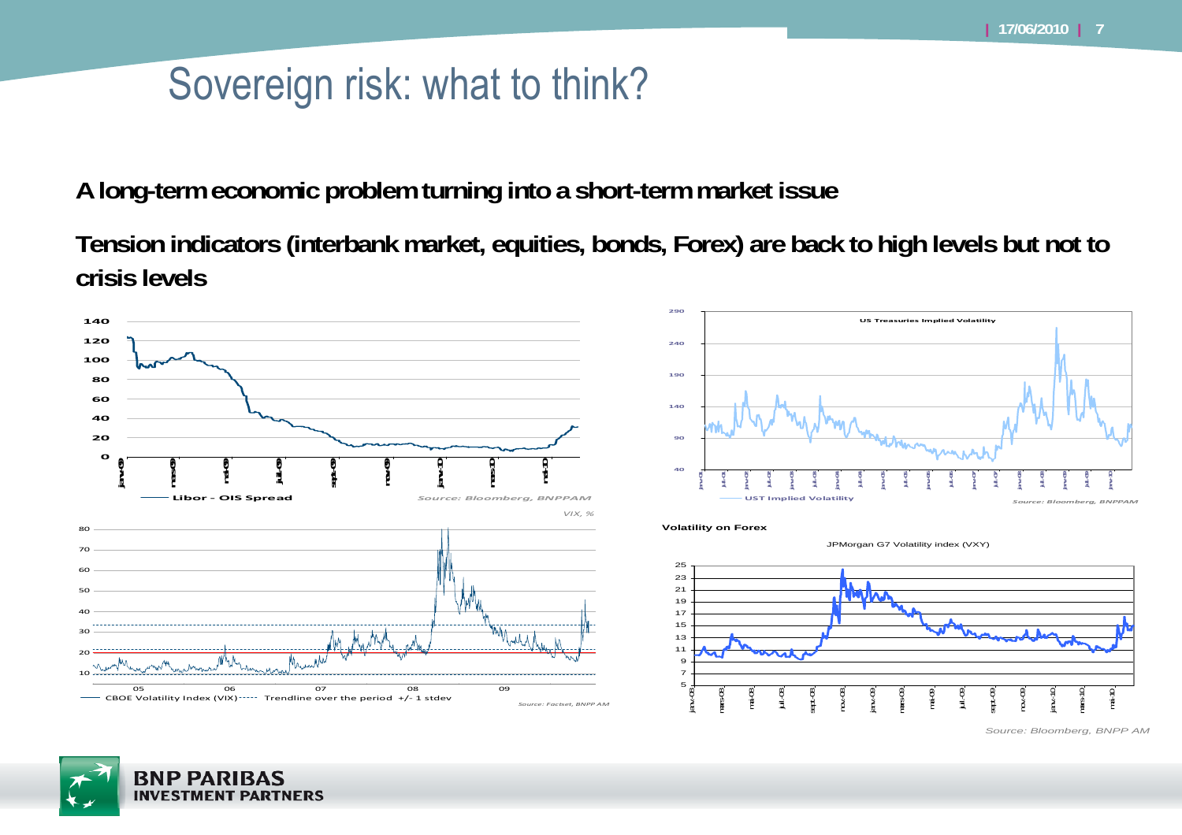# Sovereign risk: what to think?

**A long-term economic problem turning into a short-term market issue**

**Tension indicators (interbank market, equities, bonds, Forex) are back to high levels but not to crisis levels**

Libor - OIS Spread

*Source: Bloomberg, BNPPAM*

US Treasuries Implied Volatility

UST Implied Volatility

*Source: Bloomberg, BNPPAM*

*VIX, %*

CBOE Volatility Index (VIX) ----- Trendline over the period +/- 1 stdev

*Source: Factset, BNPP AM*

**Volatility on Forex**

JPMorgan G7 Volatility index (VXY)

*Source: Bloomberg, BNPP AM*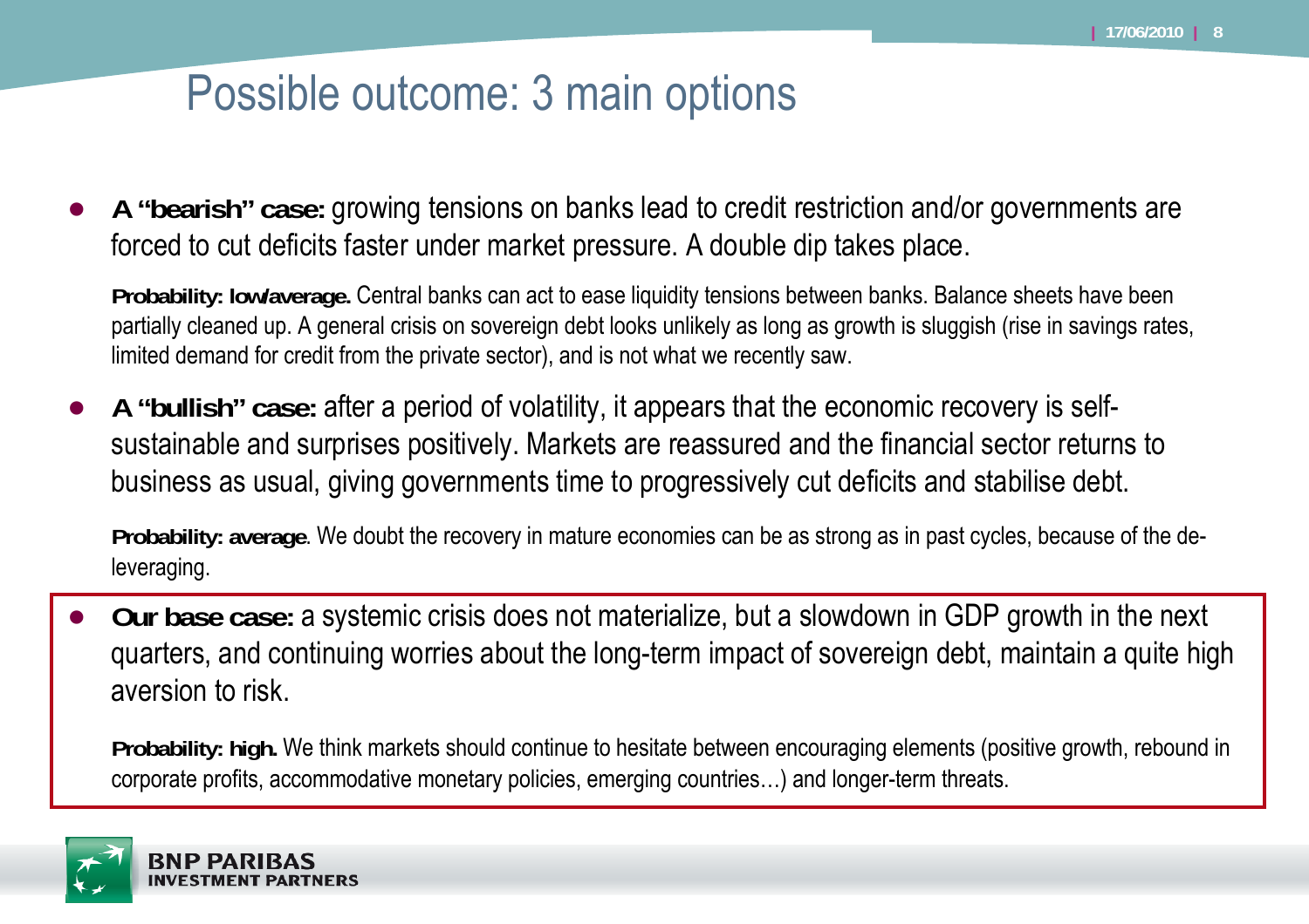# Possible outcome: 3 main options

- **A "bearish" case:** growing tensions on banks lead to credit restriction and/or governments are forced to cut deficits faster under market pressure. A double dip takes place.

  **Probability: low/average.** Central banks can act to ease liquidity tensions between banks. Balance sheets have been partially cleaned up. A general crisis on sovereign debt looks unlikely as long as growth is sluggish (rise in savings rates, limited demand for credit from the private sector), and is not what we recently saw.

- **A "bullish" case:** after a period of volatility, it appears that the economic recovery is self-sustainable and surprises positively. Markets are reassured and the financial sector returns to business as usual, giving governments time to progressively cut deficits and stabilise debt.

  **Probability: average**. We doubt the recovery in mature economies can be as strong as in past cycles, because of the de-leveraging.

- **Our base case:** a systemic crisis does not materialize, but a slowdown in GDP growth in the next quarters, and continuing worries about the long-term impact of sovereign debt, maintain a quite high aversion to risk.

  **Probability: high.** We think markets should continue to hesitate between encouraging elements (positive growth, rebound in corporate profits, accommodative monetary policies, emerging countries…) and longer-term threats.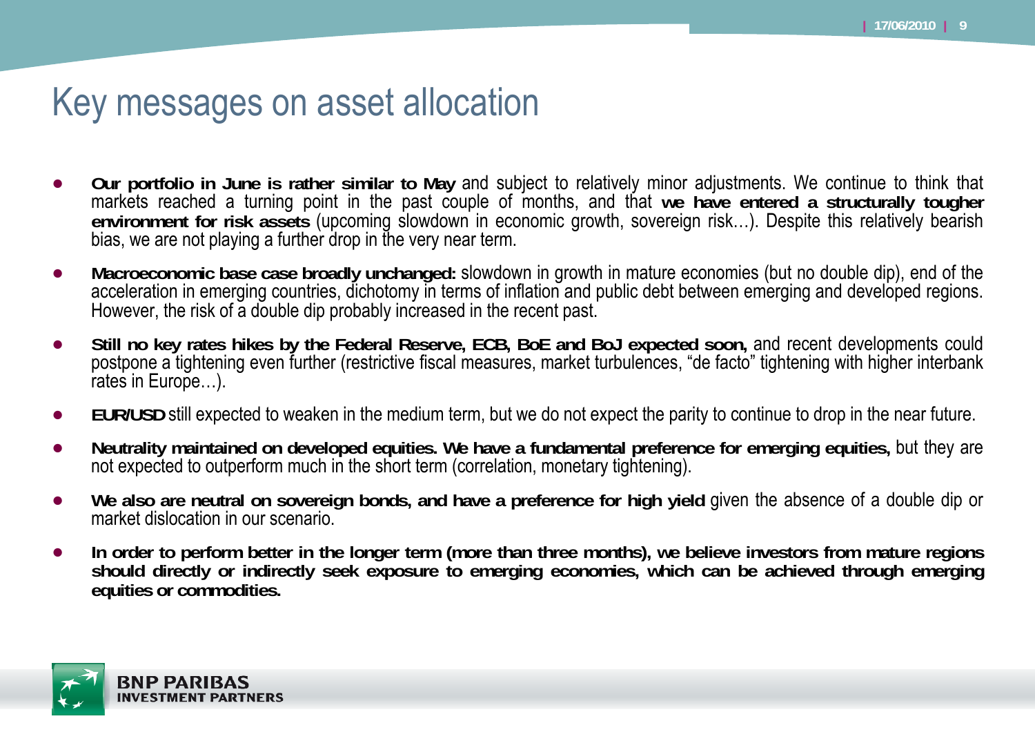# Key messages on asset allocation

- **Our portfolio in June is rather similar to May** and subject to relatively minor adjustments. We continue to think that markets reached a turning point in the past couple of months, and that **we have entered a structurally tougher environment for risk assets** (upcoming slowdown in economic growth, sovereign risk…). Despite this relatively bearish bias, we are not playing a further drop in the very near term.
- **Macroeconomic base case broadly unchanged:** slowdown in growth in mature economies (but no double dip), end of the acceleration in emerging countries, dichotomy in terms of inflation and public debt between emerging and developed regions. However, the risk of a double dip probably increased in the recent past.
- **Still no key rates hikes by the Federal Reserve, ECB, BoE and BoJ expected soon,** and recent developments could postpone a tightening even further (restrictive fiscal measures, market turbulences, "de facto" tightening with higher interbank rates in Europe…).
- **EUR/USD** still expected to weaken in the medium term, but we do not expect the parity to continue to drop in the near future.
- **Neutrality maintained on developed equities. We have a fundamental preference for emerging equities,** but they are not expected to outperform much in the short term (correlation, monetary tightening).
- **We also are neutral on sovereign bonds, and have a preference for high yield** given the absence of a double dip or market dislocation in our scenario.
- **In order to perform better in the longer term (more than three months), we believe investors from mature regions should directly or indirectly seek exposure to emerging economies, which can be achieved through emerging equities or commodities.**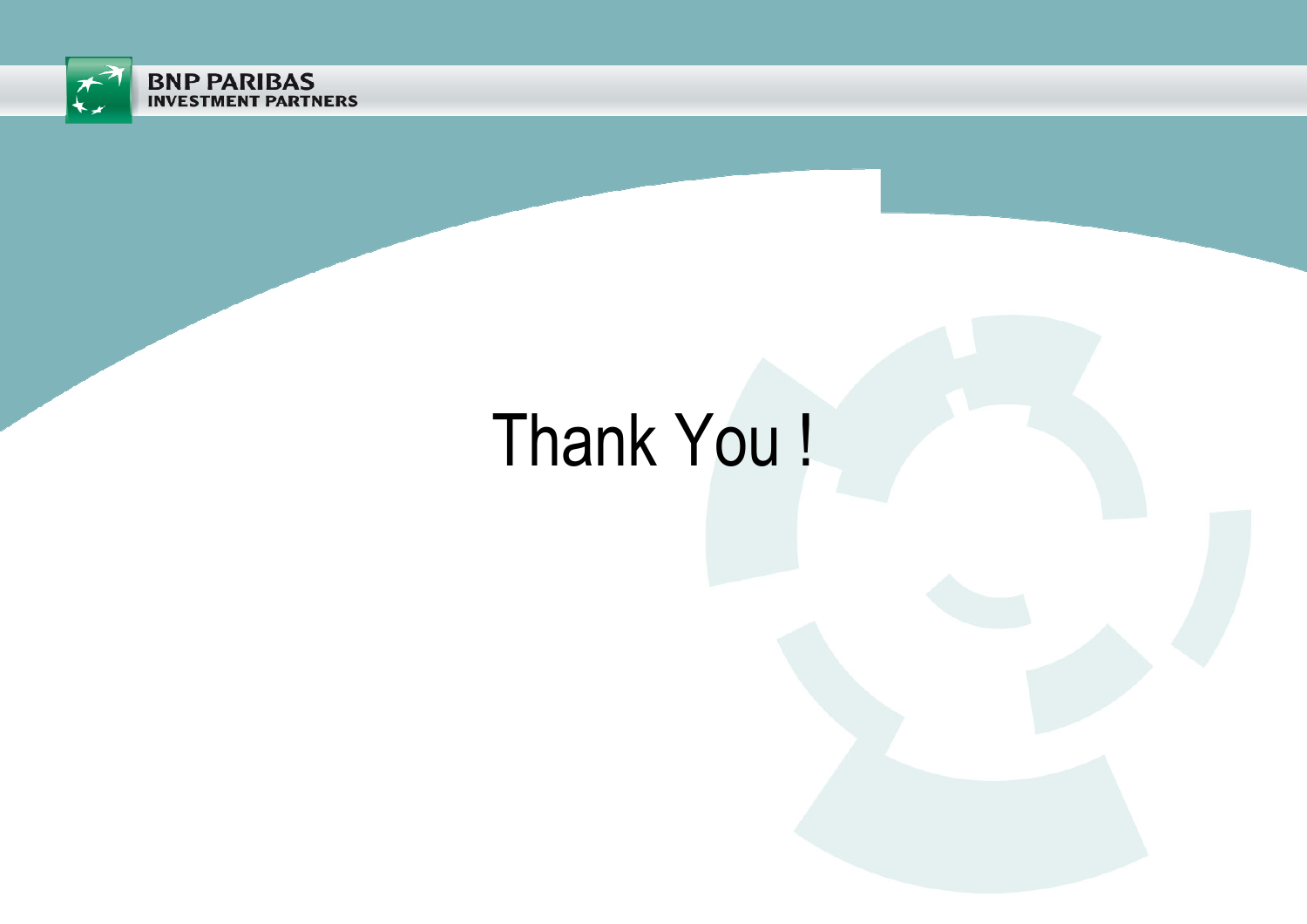# Thank You !